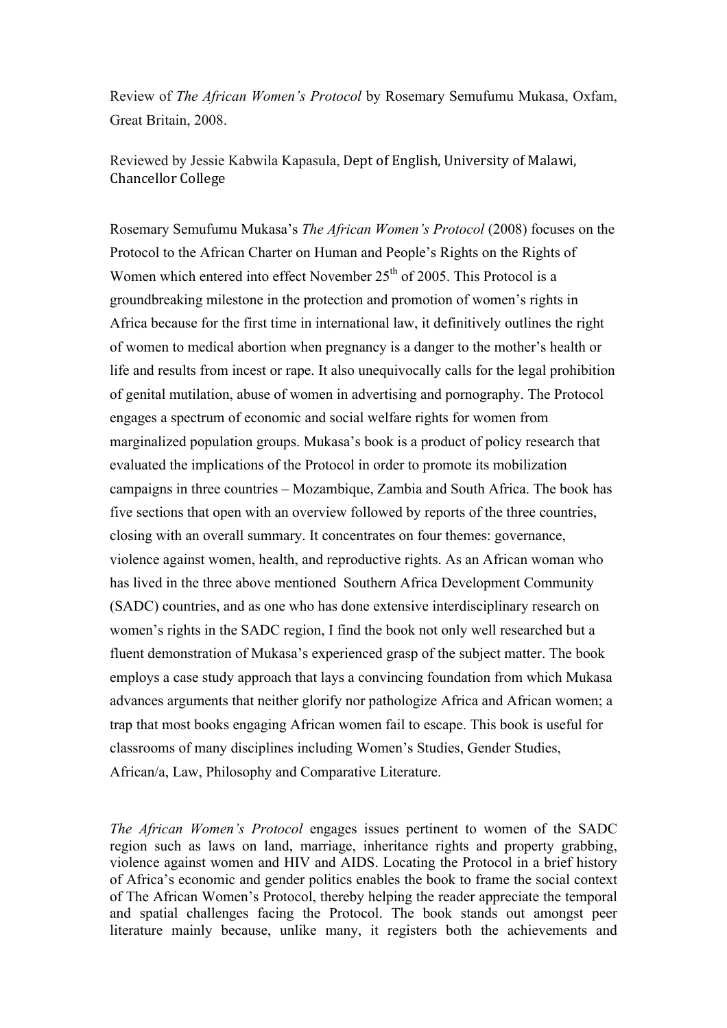Review of *The African Women's Protocol* by Rosemary Semufumu Mukasa, Oxfam, Great Britain, 2008.

Reviewed by Jessie Kabwila Kapasula, Dept of English, University of Malawi, Chancellor College

Rosemary Semufumu Mukasa's *The African Women's Protocol* (2008) focuses on the Protocol to the African Charter on Human and People's Rights on the Rights of Women which entered into effect November 25th of 2005. This Protocol is a groundbreaking milestone in the protection and promotion of women's rights in Africa because for the first time in international law, it definitively outlines the right of women to medical abortion when pregnancy is a danger to the mother's health or life and results from incest or rape. It also unequivocally calls for the legal prohibition of genital mutilation, abuse of women in advertising and pornography. The Protocol engages a spectrum of economic and social welfare rights for women from marginalized population groups. Mukasa's book is a product of policy research that evaluated the implications of the Protocol in order to promote its mobilization campaigns in three countries – Mozambique, Zambia and South Africa. The book has five sections that open with an overview followed by reports of the three countries, closing with an overall summary. It concentrates on four themes: governance, violence against women, health, and reproductive rights. As an African woman who has lived in the three above mentioned Southern Africa Development Community (SADC) countries, and as one who has done extensive interdisciplinary research on women's rights in the SADC region, I find the book not only well researched but a fluent demonstration of Mukasa's experienced grasp of the subject matter. The book employs a case study approach that lays a convincing foundation from which Mukasa advances arguments that neither glorify nor pathologize Africa and African women; a trap that most books engaging African women fail to escape. This book is useful for classrooms of many disciplines including Women's Studies, Gender Studies, African/a, Law, Philosophy and Comparative Literature.

*The African Women's Protocol* engages issues pertinent to women of the SADC region such as laws on land, marriage, inheritance rights and property grabbing, violence against women and HIV and AIDS. Locating the Protocol in a brief history of Africa's economic and gender politics enables the book to frame the social context of The African Women's Protocol, thereby helping the reader appreciate the temporal and spatial challenges facing the Protocol. The book stands out amongst peer literature mainly because, unlike many, it registers both the achievements and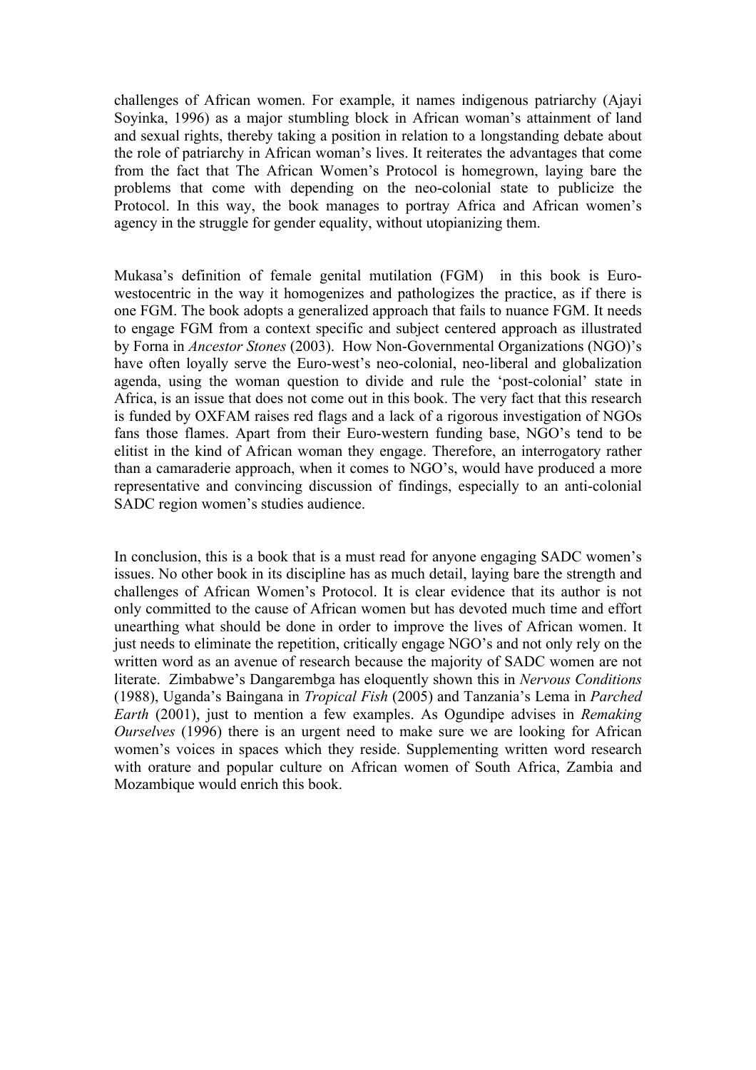challenges of African women. For example, it names indigenous patriarchy (Ajayi Soyinka, 1996) as a major stumbling block in African woman's attainment of land and sexual rights, thereby taking a position in relation to a longstanding debate about the role of patriarchy in African woman's lives. It reiterates the advantages that come from the fact that The African Women's Protocol is homegrown, laying bare the problems that come with depending on the neo-colonial state to publicize the Protocol. In this way, the book manages to portray Africa and African women's agency in the struggle for gender equality, without utopianizing them.

Mukasa's definition of female genital mutilation (FGM) in this book is Euro-westocentric in the way it homogenizes and pathologizes the practice, as if there is one FGM. The book adopts a generalized approach that fails to nuance FGM. It needs to engage FGM from a context specific and subject centered approach as illustrated by Forna in *Ancestor Stones* (2003). How Non-Governmental Organizations (NGO)'s have often loyally serve the Euro-west's neo-colonial, neo-liberal and globalization agenda, using the woman question to divide and rule the 'post-colonial' state in Africa, is an issue that does not come out in this book. The very fact that this research is funded by OXFAM raises red flags and a lack of a rigorous investigation of NGOs fans those flames. Apart from their Euro-western funding base, NGO's tend to be elitist in the kind of African woman they engage. Therefore, an interrogatory rather than a camaraderie approach, when it comes to NGO's, would have produced a more representative and convincing discussion of findings, especially to an anti-colonial SADC region women's studies audience.

In conclusion, this is a book that is a must read for anyone engaging SADC women's issues. No other book in its discipline has as much detail, laying bare the strength and challenges of African Women's Protocol. It is clear evidence that its author is not only committed to the cause of African women but has devoted much time and effort unearthing what should be done in order to improve the lives of African women. It just needs to eliminate the repetition, critically engage NGO's and not only rely on the written word as an avenue of research because the majority of SADC women are not literate. Zimbabwe's Dangarembga has eloquently shown this in *Nervous Conditions* (1988), Uganda's Baingana in *Tropical Fish* (2005) and Tanzania's Lema in *Parched Earth* (2001), just to mention a few examples. As Ogundipe advises in *Remaking Ourselves* (1996) there is an urgent need to make sure we are looking for African women's voices in spaces which they reside. Supplementing written word research with orature and popular culture on African women of South Africa, Zambia and Mozambique would enrich this book.